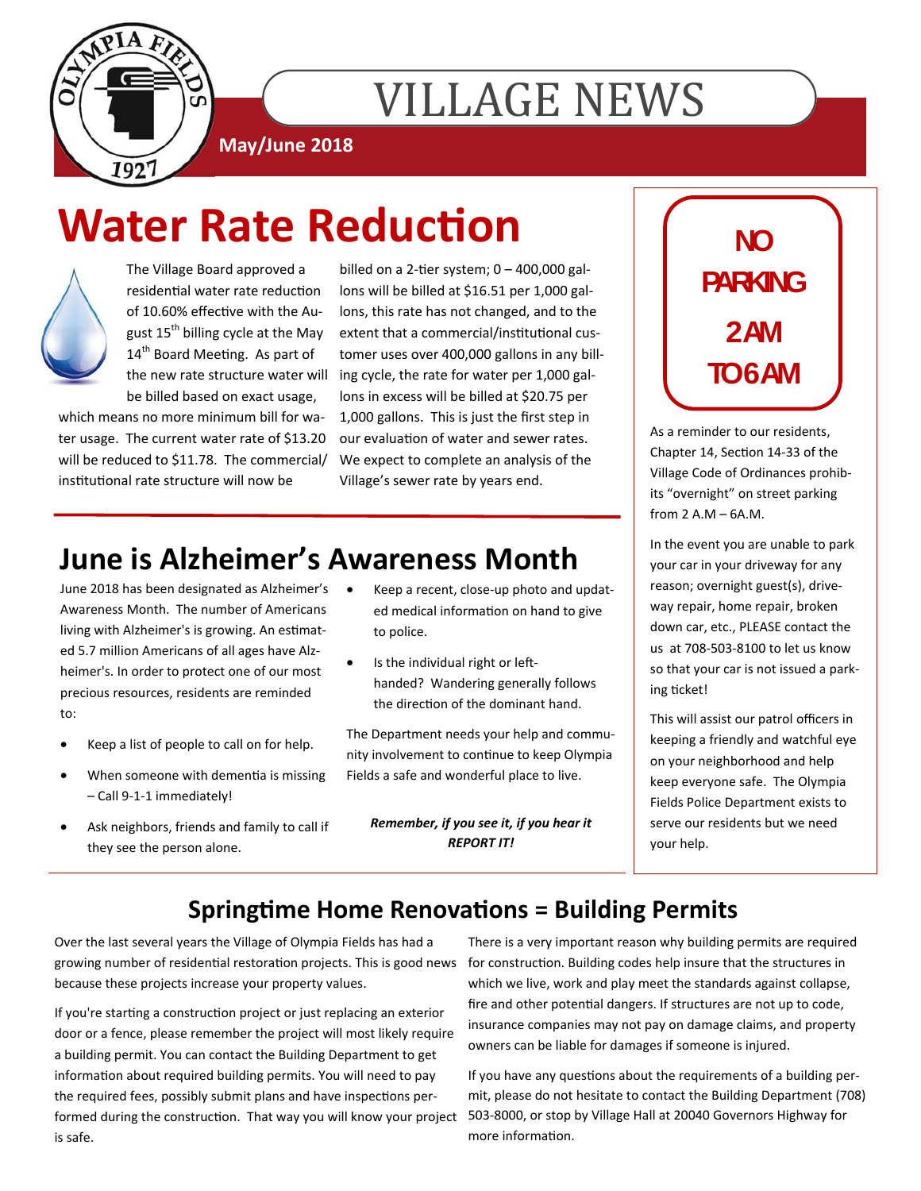# VILLAGE NEWS

**May/June 2018**

# Water Rate Reduction

The Village Board approved a residential water rate reduction of 10.60% effective with the August 15th billing cycle at the May 14th Board Meeting. As part of the new rate structure water will be billed based on exact usage, which means no more minimum bill for water usage. The current water rate of $13.20 will be reduced to $11.78. The commercial/institutional rate structure will now be billed on a 2-tier system; 0 – 400,000 gallons will be billed at $16.51 per 1,000 gallons, this rate has not changed, and to the extent that a commercial/institutional customer uses over 400,000 gallons in any billing cycle, the rate for water per 1,000 gallons in excess will be billed at $20.75 per 1,000 gallons. This is just the first step in our evaluation of water and sewer rates. We expect to complete an analysis of the Village's sewer rate by years end.

## June is Alzheimer's Awareness Month

June 2018 has been designated as Alzheimer's Awareness Month. The number of Americans living with Alzheimer's is growing. An estimated 5.7 million Americans of all ages have Alzheimer's. In order to protect one of our most precious resources, residents are reminded to:

- Keep a list of people to call on for help.
- When someone with dementia is missing – Call 9-1-1 immediately!
- Ask neighbors, friends and family to call if they see the person alone.
- Keep a recent, close-up photo and updated medical information on hand to give to police.
- Is the individual right or left-handed? Wandering generally follows the direction of the dominant hand.

The Department needs your help and community involvement to continue to keep Olympia Fields a safe and wonderful place to live.

***Remember, if you see it, if you hear it REPORT IT!***

## NO PARKING 2 AM TO 6 AM

As a reminder to our residents, Chapter 14, Section 14-33 of the Village Code of Ordinances prohibits "overnight" on street parking from 2 A.M – 6A.M.

In the event you are unable to park your car in your driveway for any reason; overnight guest(s), driveway repair, home repair, broken down car, etc., PLEASE contact the us at 708-503-8100 to let us know so that your car is not issued a parking ticket!

This will assist our patrol officers in keeping a friendly and watchful eye on your neighborhood and help keep everyone safe. The Olympia Fields Police Department exists to serve our residents but we need your help.

## Springtime Home Renovations = Building Permits

Over the last several years the Village of Olympia Fields has had a growing number of residential restoration projects. This is good news because these projects increase your property values.

If you're starting a construction project or just replacing an exterior door or a fence, please remember the project will most likely require a building permit. You can contact the Building Department to get information about required building permits. You will need to pay the required fees, possibly submit plans and have inspections performed during the construction. That way you will know your project is safe.

There is a very important reason why building permits are required for construction. Building codes help insure that the structures in which we live, work and play meet the standards against collapse, fire and other potential dangers. If structures are not up to code, insurance companies may not pay on damage claims, and property owners can be liable for damages if someone is injured.

If you have any questions about the requirements of a building permit, please do not hesitate to contact the Building Department (708) 503-8000, or stop by Village Hall at 20040 Governors Highway for more information.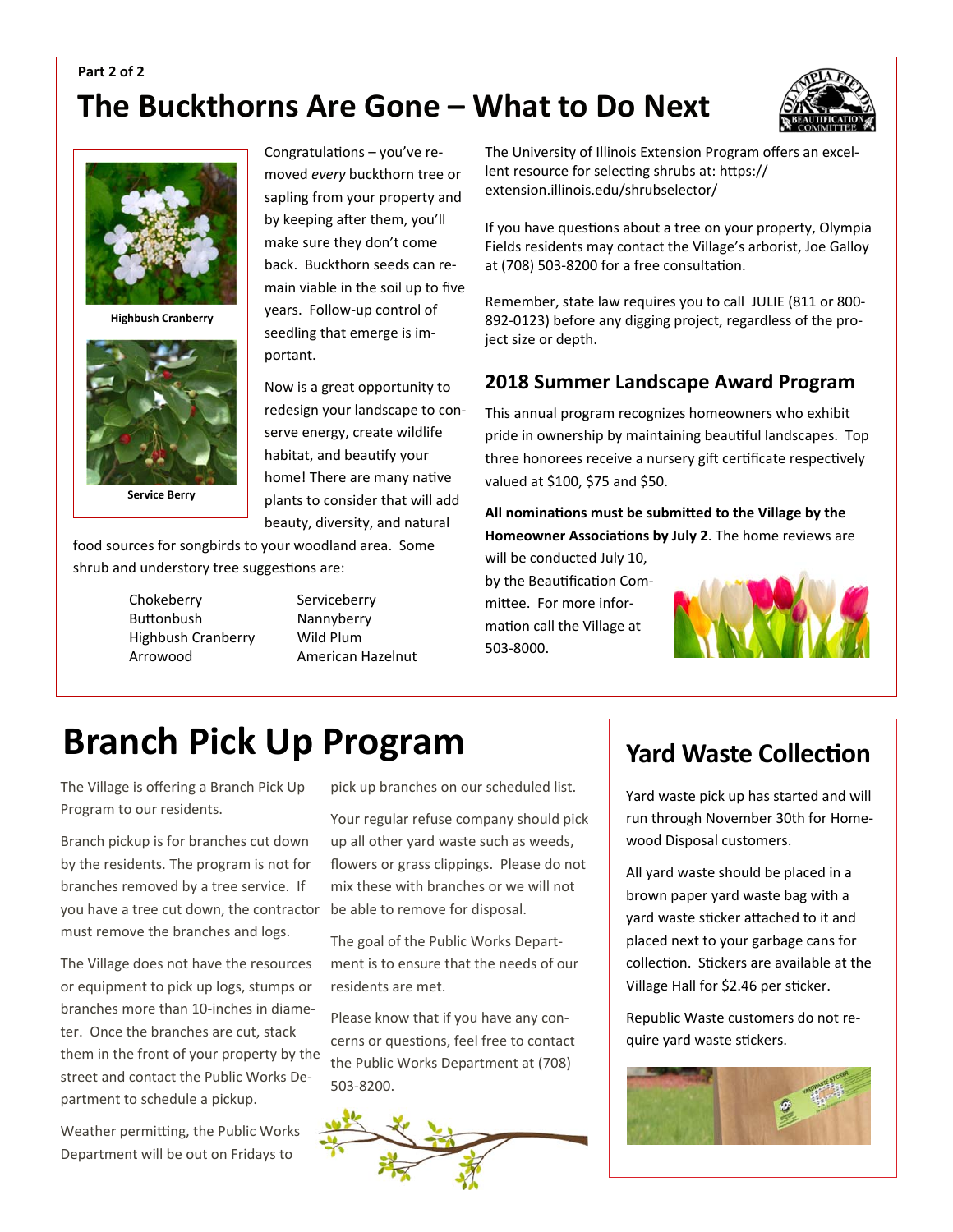Part 2 of 2

# The Buckthorns Are Gone – What to Do Next

Highbush Cranberry

Service Berry

Congratulations – you've removed *every* buckthorn tree or sapling from your property and by keeping after them, you'll make sure they don't come back. Buckthorn seeds can remain viable in the soil up to five years. Follow-up control of seedling that emerge is important.

Now is a great opportunity to redesign your landscape to conserve energy, create wildlife habitat, and beautify your home! There are many native plants to consider that will add beauty, diversity, and natural food sources for songbirds to your woodland area. Some shrub and understory tree suggestions are:

- Chokeberry
- Buttonbush
- Highbush Cranberry
- Arrowood
- Serviceberry
- Nannyberry
- Wild Plum
- American Hazelnut

The University of Illinois Extension Program offers an excellent resource for selecting shrubs at: https://extension.illinois.edu/shrubselector/

If you have questions about a tree on your property, Olympia Fields residents may contact the Village's arborist, Joe Galloy at (708) 503-8200 for a free consultation.

Remember, state law requires you to call JULIE (811 or 800-892-0123) before any digging project, regardless of the project size or depth.

## 2018 Summer Landscape Award Program

This annual program recognizes homeowners who exhibit pride in ownership by maintaining beautiful landscapes. Top three honorees receive a nursery gift certificate respectively valued at $100, $75 and $50.

**All nominations must be submitted to the Village by the Homeowner Associations by July 2**. The home reviews are will be conducted July 10, by the Beautification Committee. For more information call the Village at 503-8000.

# Branch Pick Up Program

The Village is offering a Branch Pick Up Program to our residents.

Branch pickup is for branches cut down by the residents. The program is not for branches removed by a tree service. If you have a tree cut down, the contractor must remove the branches and logs.

The Village does not have the resources or equipment to pick up logs, stumps or branches more than 10-inches in diameter. Once the branches are cut, stack them in the front of your property by the street and contact the Public Works Department to schedule a pickup.

Weather permitting, the Public Works Department will be out on Fridays to pick up branches on our scheduled list.

Your regular refuse company should pick up all other yard waste such as weeds, flowers or grass clippings. Please do not mix these with branches or we will not be able to remove for disposal.

The goal of the Public Works Department is to ensure that the needs of our residents are met.

Please know that if you have any concerns or questions, feel free to contact the Public Works Department at (708) 503-8200.

## Yard Waste Collection

Yard waste pick up has started and will run through November 30th for Homewood Disposal customers.

All yard waste should be placed in a brown paper yard waste bag with a yard waste sticker attached to it and placed next to your garbage cans for collection. Stickers are available at the Village Hall for $2.46 per sticker.

Republic Waste customers do not require yard waste stickers.